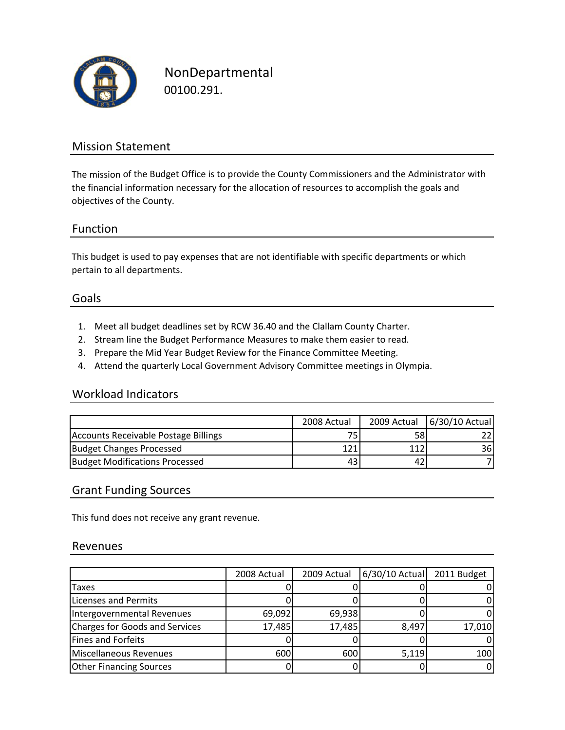# NonDepartmental
00100.291.

## Mission Statement

The mission of the Budget Office is to provide the County Commissioners and the Administrator with the financial information necessary for the allocation of resources to accomplish the goals and objectives of the County.

## Function

This budget is used to pay expenses that are not identifiable with specific departments or which pertain to all departments.

## Goals

1. Meet all budget deadlines set by RCW 36.40 and the Clallam County Charter.
2. Stream line the Budget Performance Measures to make them easier to read.
3. Prepare the Mid Year Budget Review for the Finance Committee Meeting.
4. Attend the quarterly Local Government Advisory Committee meetings in Olympia.

## Workload Indicators

| | 2008 Actual | 2009 Actual | 6/30/10 Actual |
|---|---|---|---|
| Accounts Receivable Postage Billings | 75 | 58 | 22 |
| Budget Changes Processed | 121 | 112 | 36 |
| Budget Modifications Processed | 43 | 42 | 7 |

## Grant Funding Sources

This fund does not receive any grant revenue.

## Revenues

| | 2008 Actual | 2009 Actual | 6/30/10 Actual | 2011 Budget |
|---|---|---|---|---|
| Taxes | 0 | 0 | 0 | 0 |
| Licenses and Permits | 0 | 0 | 0 | 0 |
| Intergovernmental Revenues | 69,092 | 69,938 | 0 | 0 |
| Charges for Goods and Services | 17,485 | 17,485 | 8,497 | 17,010 |
| Fines and Forfeits | 0 | 0 | 0 | 0 |
| Miscellaneous Revenues | 600 | 600 | 5,119 | 100 |
| Other Financing Sources | 0 | 0 | 0 | 0 |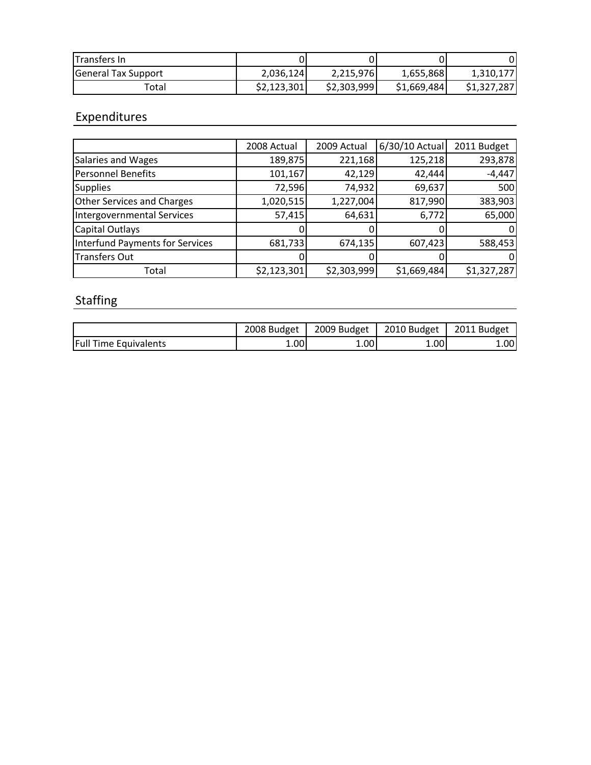| | | | | |
|---|---|---|---|---|
| Transfers In | 0 | 0 | 0 | 0 |
| General Tax Support | 2,036,124 | 2,215,976 | 1,655,868 | 1,310,177 |
| Total | $2,123,301 | $2,303,999 | $1,669,484 | $1,327,287 |

## Expenditures

| | 2008 Actual | 2009 Actual | 6/30/10 Actual | 2011 Budget |
|---|---|---|---|---|
| Salaries and Wages | 189,875 | 221,168 | 125,218 | 293,878 |
| Personnel Benefits | 101,167 | 42,129 | 42,444 | -4,447 |
| Supplies | 72,596 | 74,932 | 69,637 | 500 |
| Other Services and Charges | 1,020,515 | 1,227,004 | 817,990 | 383,903 |
| Intergovernmental Services | 57,415 | 64,631 | 6,772 | 65,000 |
| Capital Outlays | 0 | 0 | 0 | 0 |
| Interfund Payments for Services | 681,733 | 674,135 | 607,423 | 588,453 |
| Transfers Out | 0 | 0 | 0 | 0 |
| Total | $2,123,301 | $2,303,999 | $1,669,484 | $1,327,287 |

## Staffing

| | 2008 Budget | 2009 Budget | 2010 Budget | 2011 Budget |
|---|---|---|---|---|
| Full Time Equivalents | 1.00 | 1.00 | 1.00 | 1.00 |